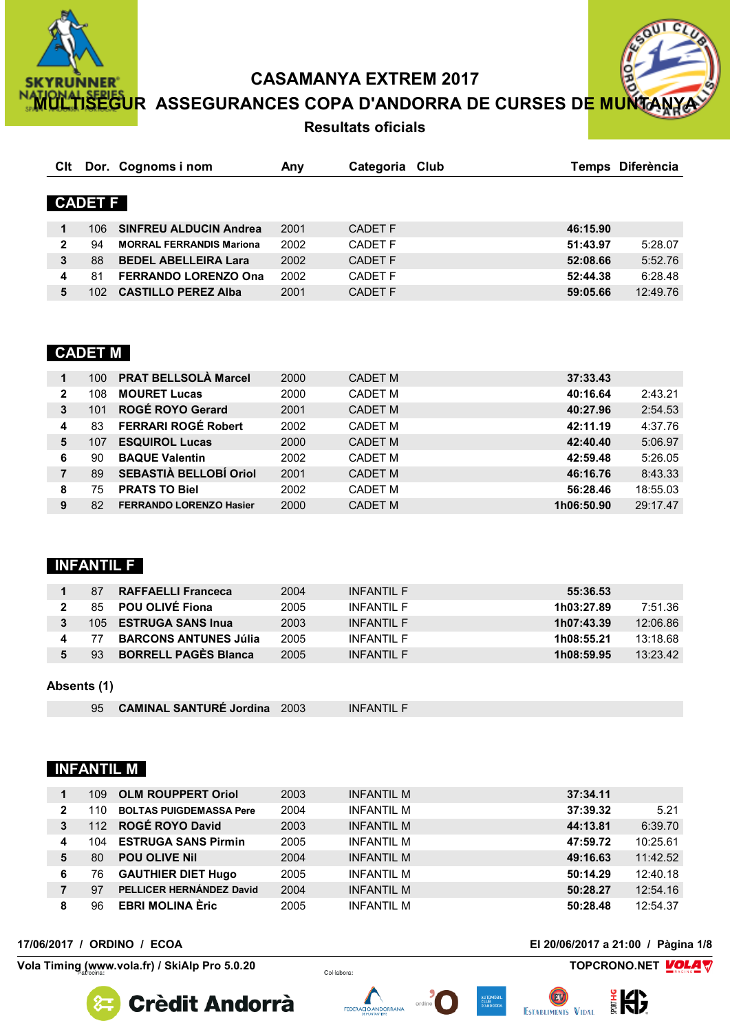# CASAMANYA EXTREM 2017

## MULTISEGUR ASSEGURANCES COPA D'ANDORRA DE CURSES DE MUNTANYA

### Resultats oficials

## CADET F

| Clt | Dor. | Cognoms i nom | Any | Categoria | Club | Temps | Diferència |
|---|---|---|---|---|---|---|---|
| 1 | 106 | SINFREU ALDUCIN Andrea | 2001 | CADET F | | 46:15.90 | |
| 2 | 94 | MORRAL FERRANDIS Mariona | 2002 | CADET F | | 51:43.97 | 5:28.07 |
| 3 | 88 | BEDEL ABELLEIRA Lara | 2002 | CADET F | | 52:08.66 | 5:52.76 |
| 4 | 81 | FERRANDO LORENZO Ona | 2002 | CADET F | | 52:44.38 | 6:28.48 |
| 5 | 102 | CASTILLO PEREZ Alba | 2001 | CADET F | | 59:05.66 | 12:49.76 |

## CADET M

| Clt | Dor. | Cognoms i nom | Any | Categoria | Club | Temps | Diferència |
|---|---|---|---|---|---|---|---|
| 1 | 100 | PRAT BELLSOLÀ Marcel | 2000 | CADET M | | 37:33.43 | |
| 2 | 108 | MOURET Lucas | 2000 | CADET M | | 40:16.64 | 2:43.21 |
| 3 | 101 | ROGÉ ROYO Gerard | 2001 | CADET M | | 40:27.96 | 2:54.53 |
| 4 | 83 | FERRARI ROGÉ Robert | 2002 | CADET M | | 42:11.19 | 4:37.76 |
| 5 | 107 | ESQUIROL Lucas | 2000 | CADET M | | 42:40.40 | 5:06.97 |
| 6 | 90 | BAQUE Valentin | 2002 | CADET M | | 42:59.48 | 5:26.05 |
| 7 | 89 | SEBASTIÀ BELLOBÍ Oriol | 2001 | CADET M | | 46:16.76 | 8:43.33 |
| 8 | 75 | PRATS TO Biel | 2002 | CADET M | | 56:28.46 | 18:55.03 |
| 9 | 82 | FERRANDO LORENZO Hasier | 2000 | CADET M | | 1h06:50.90 | 29:17.47 |

## INFANTIL F

| Clt | Dor. | Cognoms i nom | Any | Categoria | Club | Temps | Diferència |
|---|---|---|---|---|---|---|---|
| 1 | 87 | RAFFAELLI Franceca | 2004 | INFANTIL F | | 55:36.53 | |
| 2 | 85 | POU OLIVÉ Fiona | 2005 | INFANTIL F | | 1h03:27.89 | 7:51.36 |
| 3 | 105 | ESTRUGA SANS Inua | 2003 | INFANTIL F | | 1h07:43.39 | 12:06.86 |
| 4 | 77 | BARCONS ANTUNES Júlia | 2005 | INFANTIL F | | 1h08:55.21 | 13:18.68 |
| 5 | 93 | BORRELL PAGÈS Blanca | 2005 | INFANTIL F | | 1h08:59.95 | 13:23.42 |

**Absents (1)**

| Clt | Dor. | Cognoms i nom | Any | Categoria | Club | Temps | Diferència |
|---|---|---|---|---|---|---|---|
| | 95 | CAMINAL SANTURÉ Jordina | 2003 | INFANTIL F | | | |

## INFANTIL M

| Clt | Dor. | Cognoms i nom | Any | Categoria | Club | Temps | Diferència |
|---|---|---|---|---|---|---|---|
| 1 | 109 | OLM ROUPPERT Oriol | 2003 | INFANTIL M | | 37:34.11 | |
| 2 | 110 | BOLTAS PUIGDEMASSA Pere | 2004 | INFANTIL M | | 37:39.32 | 5.21 |
| 3 | 112 | ROGÉ ROYO David | 2003 | INFANTIL M | | 44:13.81 | 6:39.70 |
| 4 | 104 | ESTRUGA SANS Pirmin | 2005 | INFANTIL M | | 47:59.72 | 10:25.61 |
| 5 | 80 | POU OLIVE Nil | 2004 | INFANTIL M | | 49:16.63 | 11:42.52 |
| 6 | 76 | GAUTHIER DIET Hugo | 2005 | INFANTIL M | | 50:14.29 | 12:40.18 |
| 7 | 97 | PELLICER HERNÁNDEZ David | 2004 | INFANTIL M | | 50:28.27 | 12:54.16 |
| 8 | 96 | EBRI MOLINA Èric | 2005 | INFANTIL M | | 50:28.48 | 12:54.37 |

17/06/2017 / ORDINO / ECOA — El 20/06/2017 a 21:00

Vola Timing (www.vola.fr) / SkiAlp Pro 5.0.20 — TOPCRONO.NET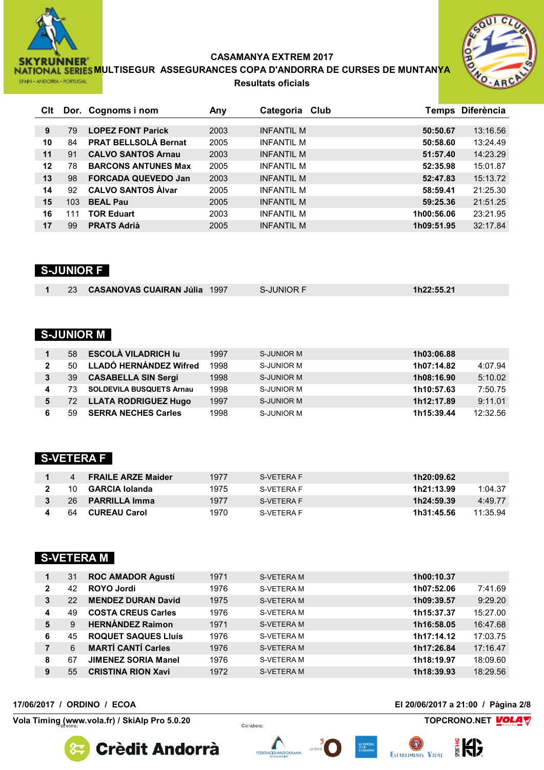# CASAMANYA EXTREM 2017

## MULTISEGUR ASSEGURANCES COPA D'ANDORRA DE CURSES DE MUNTANYA

### Resultats oficials

| Clt | Dor. | Cognoms i nom | Any | Categoria | Club | Temps | Diferència |
|---|---|---|---|---|---|---|---|
| 9 | 79 | LOPEZ FONT Parick | 2003 | INFANTIL M | | 50:50.67 | 13:16.56 |
| 10 | 84 | PRAT BELLSOLÀ Bernat | 2005 | INFANTIL M | | 50:58.60 | 13:24.49 |
| 11 | 91 | CALVO SANTOS Arnau | 2003 | INFANTIL M | | 51:57.40 | 14:23.29 |
| 12 | 78 | BARCONS ANTUNES Max | 2005 | INFANTIL M | | 52:35.98 | 15:01.87 |
| 13 | 98 | FORCADA QUEVEDO Jan | 2003 | INFANTIL M | | 52:47.83 | 15:13.72 |
| 14 | 92 | CALVO SANTOS Àlvar | 2005 | INFANTIL M | | 58:59.41 | 21:25.30 |
| 15 | 103 | BEAL Pau | 2005 | INFANTIL M | | 59:25.36 | 21:51.25 |
| 16 | 111 | TOR Eduart | 2003 | INFANTIL M | | 1h00:56.06 | 23:21.95 |
| 17 | 99 | PRATS Adrià | 2005 | INFANTIL M | | 1h09:51.95 | 32:17.84 |

## S-JUNIOR F

| Clt | Dor. | Cognoms i nom | Any | Categoria | Club | Temps | Diferència |
|---|---|---|---|---|---|---|---|
| 1 | 23 | CASANOVAS CUAIRAN Júlia | 1997 | S-JUNIOR F | | 1h22:55.21 | |

## S-JUNIOR M

| Clt | Dor. | Cognoms i nom | Any | Categoria | Club | Temps | Diferència |
|---|---|---|---|---|---|---|---|
| 1 | 58 | ESCOLÀ VILADRICH Iu | 1997 | S-JUNIOR M | | 1h03:06.88 | |
| 2 | 50 | LLADÓ HERNÁNDEZ Wifred | 1998 | S-JUNIOR M | | 1h07:14.82 | 4:07.94 |
| 3 | 39 | CASABELLA SIN Sergi | 1998 | S-JUNIOR M | | 1h08:16.90 | 5:10.02 |
| 4 | 73 | SOLDEVILA BUSQUETS Arnau | 1998 | S-JUNIOR M | | 1h10:57.63 | 7:50.75 |
| 5 | 72 | LLATA RODRIGUEZ Hugo | 1997 | S-JUNIOR M | | 1h12:17.89 | 9:11.01 |
| 6 | 59 | SERRA NECHES Carles | 1998 | S-JUNIOR M | | 1h15:39.44 | 12:32.56 |

## S-VETERA F

| Clt | Dor. | Cognoms i nom | Any | Categoria | Club | Temps | Diferència |
|---|---|---|---|---|---|---|---|
| 1 | 4 | FRAILE ARZE Maider | 1977 | S-VETERA F | | 1h20:09.62 | |
| 2 | 10 | GARCIA Iolanda | 1975 | S-VETERA F | | 1h21:13.99 | 1:04.37 |
| 3 | 26 | PARRILLA Imma | 1977 | S-VETERA F | | 1h24:59.39 | 4:49.77 |
| 4 | 64 | CUREAU Carol | 1970 | S-VETERA F | | 1h31:45.56 | 11:35.94 |

## S-VETERA M

| Clt | Dor. | Cognoms i nom | Any | Categoria | Club | Temps | Diferència |
|---|---|---|---|---|---|---|---|
| 1 | 31 | ROC AMADOR Agustí | 1971 | S-VETERA M | | 1h00:10.37 | |
| 2 | 42 | ROYO Jordi | 1976 | S-VETERA M | | 1h07:52.06 | 7:41.69 |
| 3 | 22 | MENDEZ DURAN David | 1975 | S-VETERA M | | 1h09:39.57 | 9:29.20 |
| 4 | 49 | COSTA CREUS Carles | 1976 | S-VETERA M | | 1h15:37.37 | 15:27.00 |
| 5 | 9 | HERNÀNDEZ Raimon | 1971 | S-VETERA M | | 1h16:58.05 | 16:47.68 |
| 6 | 45 | ROQUET SAQUES Lluís | 1976 | S-VETERA M | | 1h17:14.12 | 17:03.75 |
| 7 | 6 | MARTÍ CANTÍ Carles | 1976 | S-VETERA M | | 1h17:26.84 | 17:16.47 |
| 8 | 67 | JIMENEZ SORIA Manel | 1976 | S-VETERA M | | 1h18:19.97 | 18:09.60 |
| 9 | 55 | CRISTINA RION Xavi | 1972 | S-VETERA M | | 1h18:39.93 | 18:29.56 |

17/06/2017 / ORDINO / ECOA — El 20/06/2017 a 21:00

Vola Timing (www.vola.fr) / SkiAlp Pro 5.0.20 — TOPCRONO.NET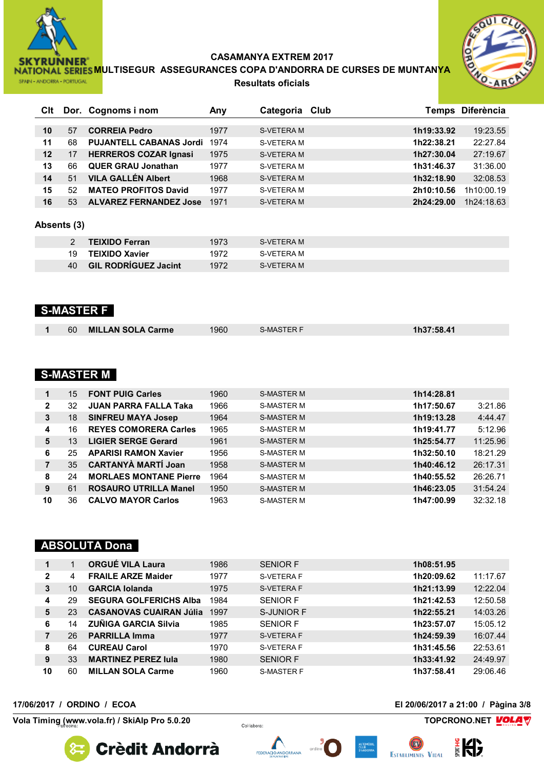**CASAMANYA EXTREM 2017**
**MULTISEGUR ASSEGURANCES COPA D'ANDORRA DE CURSES DE MUNTANYA**
**Resultats oficials**

| Clt | Dor. | Cognoms i nom | Any | Categoria | Club | Temps | Diferència |
|---|---|---|---|---|---|---|---|
| 10 | 57 | CORREIA Pedro | 1977 | S-VETERA M | | 1h19:33.92 | 19:23.55 |
| 11 | 68 | PUJANTELL CABANAS Jordi | 1974 | S-VETERA M | | 1h22:38.21 | 22:27.84 |
| 12 | 17 | HERREROS COZAR Ignasi | 1975 | S-VETERA M | | 1h27:30.04 | 27:19.67 |
| 13 | 66 | QUER GRAU Jonathan | 1977 | S-VETERA M | | 1h31:46.37 | 31:36.00 |
| 14 | 51 | VILA GALLÉN Albert | 1968 | S-VETERA M | | 1h32:18.90 | 32:08.53 |
| 15 | 52 | MATEO PROFITOS David | 1977 | S-VETERA M | | 2h10:10.56 | 1h10:00.19 |
| 16 | 53 | ALVAREZ FERNANDEZ Jose | 1971 | S-VETERA M | | 2h24:29.00 | 1h24:18.63 |

**Absents (3)**

| Clt | Dor. | Cognoms i nom | Any | Categoria | Club | Temps | Diferència |
|---|---|---|---|---|---|---|---|
| | 2 | TEIXIDO Ferran | 1973 | S-VETERA M | | | |
| | 19 | TEIXIDO Xavier | 1972 | S-VETERA M | | | |
| | 40 | GIL RODRÍGUEZ Jacint | 1972 | S-VETERA M | | | |

## S-MASTER F

| Clt | Dor. | Cognoms i nom | Any | Categoria | Club | Temps | Diferència |
|---|---|---|---|---|---|---|---|
| 1 | 60 | MILLAN SOLA Carme | 1960 | S-MASTER F | | 1h37:58.41 | |

## S-MASTER M

| Clt | Dor. | Cognoms i nom | Any | Categoria | Club | Temps | Diferència |
|---|---|---|---|---|---|---|---|
| 1 | 15 | FONT PUIG Carles | 1960 | S-MASTER M | | 1h14:28.81 | |
| 2 | 32 | JUAN PARRA FALLA Taka | 1966 | S-MASTER M | | 1h17:50.67 | 3:21.86 |
| 3 | 18 | SINFREU MAYA Josep | 1964 | S-MASTER M | | 1h19:13.28 | 4:44.47 |
| 4 | 16 | REYES COMORERA Carles | 1965 | S-MASTER M | | 1h19:41.77 | 5:12.96 |
| 5 | 13 | LIGIER SERGE Gerard | 1961 | S-MASTER M | | 1h25:54.77 | 11:25.96 |
| 6 | 25 | APARISI RAMON Xavier | 1956 | S-MASTER M | | 1h32:50.10 | 18:21.29 |
| 7 | 35 | CARTANYÀ MARTÍ Joan | 1958 | S-MASTER M | | 1h40:46.12 | 26:17.31 |
| 8 | 24 | MORLAES MONTANE Pierre | 1964 | S-MASTER M | | 1h40:55.52 | 26:26.71 |
| 9 | 61 | ROSAURO UTRILLA Manel | 1950 | S-MASTER M | | 1h46:23.05 | 31:54.24 |
| 10 | 36 | CALVO MAYOR Carlos | 1963 | S-MASTER M | | 1h47:00.99 | 32:32.18 |

## ABSOLUTA Dona

| Clt | Dor. | Cognoms i nom | Any | Categoria | Club | Temps | Diferència |
|---|---|---|---|---|---|---|---|
| 1 | 1 | ORGUÉ VILA Laura | 1986 | SENIOR F | | 1h08:51.95 | |
| 2 | 4 | FRAILE ARZE Maider | 1977 | S-VETERA F | | 1h20:09.62 | 11:17.67 |
| 3 | 10 | GARCIA Iolanda | 1975 | S-VETERA F | | 1h21:13.99 | 12:22.04 |
| 4 | 29 | SEGURA GOLFERICHS Alba | 1984 | SENIOR F | | 1h21:42.53 | 12:50.58 |
| 5 | 23 | CASANOVAS CUAIRAN Júlia | 1997 | S-JUNIOR F | | 1h22:55.21 | 14:03.26 |
| 6 | 14 | ZUÑIGA GARCIA Silvia | 1985 | SENIOR F | | 1h23:57.07 | 15:05.12 |
| 7 | 26 | PARRILLA Imma | 1977 | S-VETERA F | | 1h24:59.39 | 16:07.44 |
| 8 | 64 | CUREAU Carol | 1970 | S-VETERA F | | 1h31:45.56 | 22:53.61 |
| 9 | 33 | MARTINEZ PEREZ Iula | 1980 | SENIOR F | | 1h33:41.92 | 24:49.97 |
| 10 | 60 | MILLAN SOLA Carme | 1960 | S-MASTER F | | 1h37:58.41 | 29:06.46 |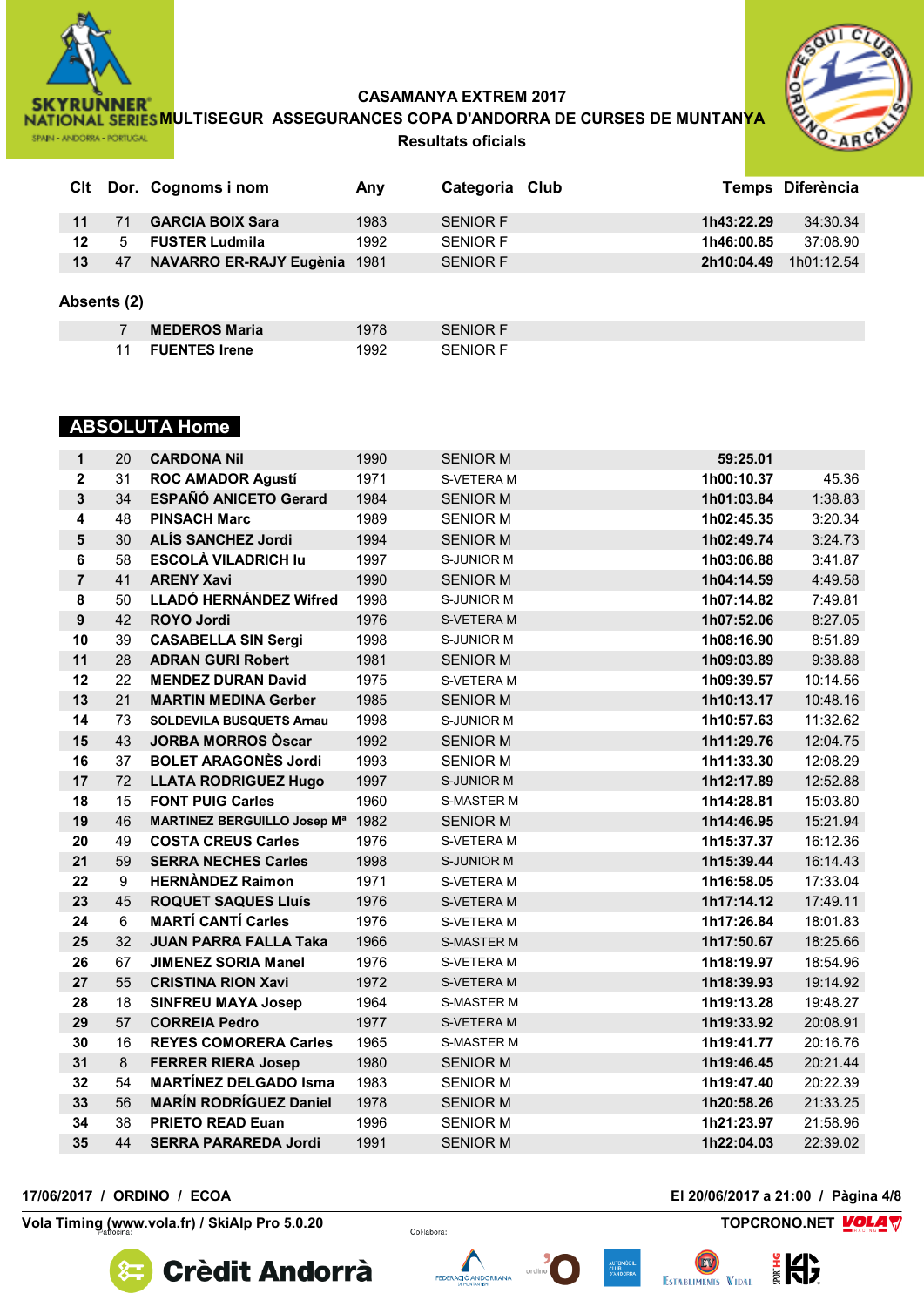**CASAMANYA EXTREM 2017**

**MULTISEGUR ASSEGURANCES COPA D'ANDORRA DE CURSES DE MUNTANYA**

**Resultats oficials**

| Clt | Dor. | Cognoms i nom | Any | Categoria | Club | Temps | Diferència |
|---|---|---|---|---|---|---|---|
| 11 | 71 | GARCIA BOIX Sara | 1983 | SENIOR F | | 1h43:22.29 | 34:30.34 |
| 12 | 5 | FUSTER Ludmila | 1992 | SENIOR F | | 1h46:00.85 | 37:08.90 |
| 13 | 47 | NAVARRO ER-RAJY Eugènia | 1981 | SENIOR F | | 2h10:04.49 | 1h01:12.54 |

**Absents (2)**

| Dor. | Cognoms i nom | Any | Categoria |
|---|---|---|---|
| 7 | MEDEROS Maria | 1978 | SENIOR F |
| 11 | FUENTES Irene | 1992 | SENIOR F |

## ABSOLUTA Home

| Clt | Dor. | Cognoms i nom | Any | Categoria | Club | Temps | Diferència |
|---|---|---|---|---|---|---|---|
| 1 | 20 | CARDONA Nil | 1990 | SENIOR M | | 59:25.01 | |
| 2 | 31 | ROC AMADOR Agustí | 1971 | S-VETERA M | | 1h00:10.37 | 45.36 |
| 3 | 34 | ESPAÑÓ ANICETO Gerard | 1984 | SENIOR M | | 1h01:03.84 | 1:38.83 |
| 4 | 48 | PINSACH Marc | 1989 | SENIOR M | | 1h02:45.35 | 3:20.34 |
| 5 | 30 | ALÍS SANCHEZ Jordi | 1994 | SENIOR M | | 1h02:49.74 | 3:24.73 |
| 6 | 58 | ESCOLÀ VILADRICH Iu | 1997 | S-JUNIOR M | | 1h03:06.88 | 3:41.87 |
| 7 | 41 | ARENY Xavi | 1990 | SENIOR M | | 1h04:14.59 | 4:49.58 |
| 8 | 50 | LLADÓ HERNÁNDEZ Wifred | 1998 | S-JUNIOR M | | 1h07:14.82 | 7:49.81 |
| 9 | 42 | ROYO Jordi | 1976 | S-VETERA M | | 1h07:52.06 | 8:27.05 |
| 10 | 39 | CASABELLA SIN Sergi | 1998 | S-JUNIOR M | | 1h08:16.90 | 8:51.89 |
| 11 | 28 | ADRAN GURI Robert | 1981 | SENIOR M | | 1h09:03.89 | 9:38.88 |
| 12 | 22 | MENDEZ DURAN David | 1975 | S-VETERA M | | 1h09:39.57 | 10:14.56 |
| 13 | 21 | MARTIN MEDINA Gerber | 1985 | SENIOR M | | 1h10:13.17 | 10:48.16 |
| 14 | 73 | SOLDEVILA BUSQUETS Arnau | 1998 | S-JUNIOR M | | 1h10:57.63 | 11:32.62 |
| 15 | 43 | JORBA MORROS Òscar | 1992 | SENIOR M | | 1h11:29.76 | 12:04.75 |
| 16 | 37 | BOLET ARAGONÈS Jordi | 1993 | SENIOR M | | 1h11:33.30 | 12:08.29 |
| 17 | 72 | LLATA RODRIGUEZ Hugo | 1997 | S-JUNIOR M | | 1h12:17.89 | 12:52.88 |
| 18 | 15 | FONT PUIG Carles | 1960 | S-MASTER M | | 1h14:28.81 | 15:03.80 |
| 19 | 46 | MARTINEZ BERGUILLO Josep Mª | 1982 | SENIOR M | | 1h14:46.95 | 15:21.94 |
| 20 | 49 | COSTA CREUS Carles | 1976 | S-VETERA M | | 1h15:37.37 | 16:12.36 |
| 21 | 59 | SERRA NECHES Carles | 1998 | S-JUNIOR M | | 1h15:39.44 | 16:14.43 |
| 22 | 9 | HERNÀNDEZ Raimon | 1971 | S-VETERA M | | 1h16:58.05 | 17:33.04 |
| 23 | 45 | ROQUET SAQUES Lluís | 1976 | S-VETERA M | | 1h17:14.12 | 17:49.11 |
| 24 | 6 | MARTÍ CANTÍ Carles | 1976 | S-VETERA M | | 1h17:26.84 | 18:01.83 |
| 25 | 32 | JUAN PARRA FALLA Taka | 1966 | S-MASTER M | | 1h17:50.67 | 18:25.66 |
| 26 | 67 | JIMENEZ SORIA Manel | 1976 | S-VETERA M | | 1h18:19.97 | 18:54.96 |
| 27 | 55 | CRISTINA RION Xavi | 1972 | S-VETERA M | | 1h18:39.93 | 19:14.92 |
| 28 | 18 | SINFREU MAYA Josep | 1964 | S-MASTER M | | 1h19:13.28 | 19:48.27 |
| 29 | 57 | CORREIA Pedro | 1977 | S-VETERA M | | 1h19:33.92 | 20:08.91 |
| 30 | 16 | REYES COMORERA Carles | 1965 | S-MASTER M | | 1h19:41.77 | 20:16.76 |
| 31 | 8 | FERRER RIERA Josep | 1980 | SENIOR M | | 1h19:46.45 | 20:21.44 |
| 32 | 54 | MARTÍNEZ DELGADO Isma | 1983 | SENIOR M | | 1h19:47.40 | 20:22.39 |
| 33 | 56 | MARÍN RODRÍGUEZ Daniel | 1978 | SENIOR M | | 1h20:58.26 | 21:33.25 |
| 34 | 38 | PRIETO READ Euan | 1996 | SENIOR M | | 1h21:23.97 | 21:58.96 |
| 35 | 44 | SERRA PARAREDA Jordi | 1991 | SENIOR M | | 1h22:04.03 | 22:39.02 |

17/06/2017 / ORDINO / ECOA — El 20/06/2017 a 21:00

Vola Timing (www.vola.fr) / SkiAlp Pro 5.0.20 — TOPCRONO.NET

Patrocina: Crèdit Andorrà — Col·labora: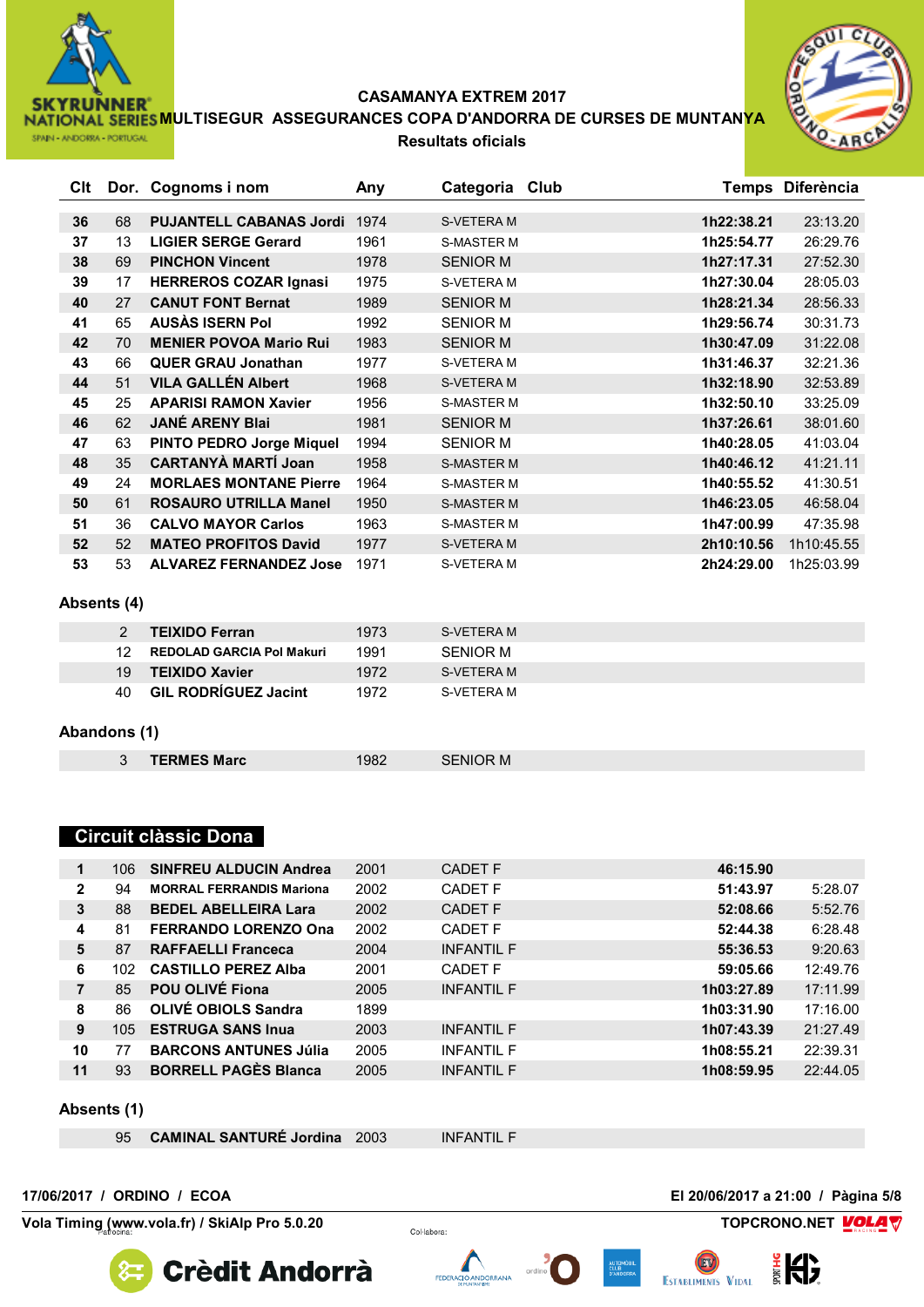CASAMANYA EXTREM 2017

MULTISEGUR ASSEGURANCES COPA D'ANDORRA DE CURSES DE MUNTANYA

Resultats oficials

| Clt | Dor. | Cognoms i nom | Any | Categoria | Club | Temps | Diferència |
|---|---|---|---|---|---|---|---|
| 36 | 68 | PUJANTELL CABANAS Jordi | 1974 | S-VETERA M | | 1h22:38.21 | 23:13.20 |
| 37 | 13 | LIGIER SERGE Gerard | 1961 | S-MASTER M | | 1h25:54.77 | 26:29.76 |
| 38 | 69 | PINCHON Vincent | 1978 | SENIOR M | | 1h27:17.31 | 27:52.30 |
| 39 | 17 | HERREROS COZAR Ignasi | 1975 | S-VETERA M | | 1h27:30.04 | 28:05.03 |
| 40 | 27 | CANUT FONT Bernat | 1989 | SENIOR M | | 1h28:21.34 | 28:56.33 |
| 41 | 65 | AUSÀS ISERN Pol | 1992 | SENIOR M | | 1h29:56.74 | 30:31.73 |
| 42 | 70 | MENIER POVOA Mario Rui | 1983 | SENIOR M | | 1h30:47.09 | 31:22.08 |
| 43 | 66 | QUER GRAU Jonathan | 1977 | S-VETERA M | | 1h31:46.37 | 32:21.36 |
| 44 | 51 | VILA GALLÉN Albert | 1968 | S-VETERA M | | 1h32:18.90 | 32:53.89 |
| 45 | 25 | APARISI RAMON Xavier | 1956 | S-MASTER M | | 1h32:50.10 | 33:25.09 |
| 46 | 62 | JANÉ ARENY Blai | 1981 | SENIOR M | | 1h37:26.61 | 38:01.60 |
| 47 | 63 | PINTO PEDRO Jorge Miquel | 1994 | SENIOR M | | 1h40:28.05 | 41:03.04 |
| 48 | 35 | CARTANYÀ MARTÍ Joan | 1958 | S-MASTER M | | 1h40:46.12 | 41:21.11 |
| 49 | 24 | MORLAES MONTANE Pierre | 1964 | S-MASTER M | | 1h40:55.52 | 41:30.51 |
| 50 | 61 | ROSAURO UTRILLA Manel | 1950 | S-MASTER M | | 1h46:23.05 | 46:58.04 |
| 51 | 36 | CALVO MAYOR Carlos | 1963 | S-MASTER M | | 1h47:00.99 | 47:35.98 |
| 52 | 52 | MATEO PROFITOS David | 1977 | S-VETERA M | | 2h10:10.56 | 1h10:45.55 |
| 53 | 53 | ALVAREZ FERNANDEZ Jose | 1971 | S-VETERA M | | 2h24:29.00 | 1h25:03.99 |

**Absents (4)**

| Dor. | Cognoms i nom | Any | Categoria |
|---|---|---|---|
| 2 | TEIXIDO Ferran | 1973 | S-VETERA M |
| 12 | REDOLAD GARCIA Pol Makuri | 1991 | SENIOR M |
| 19 | TEIXIDO Xavier | 1972 | S-VETERA M |
| 40 | GIL RODRÍGUEZ Jacint | 1972 | S-VETERA M |

**Abandons (1)**

| Dor. | Cognoms i nom | Any | Categoria |
|---|---|---|---|
| 3 | TERMES Marc | 1982 | SENIOR M |

## Circuit clàssic Dona

| Clt | Dor. | Cognoms i nom | Any | Categoria | Club | Temps | Diferència |
|---|---|---|---|---|---|---|---|
| 1 | 106 | SINFREU ALDUCIN Andrea | 2001 | CADET F | | 46:15.90 | |
| 2 | 94 | MORRAL FERRANDIS Mariona | 2002 | CADET F | | 51:43.97 | 5:28.07 |
| 3 | 88 | BEDEL ABELLEIRA Lara | 2002 | CADET F | | 52:08.66 | 5:52.76 |
| 4 | 81 | FERRANDO LORENZO Ona | 2002 | CADET F | | 52:44.38 | 6:28.48 |
| 5 | 87 | RAFFAELLI Franceca | 2004 | INFANTIL F | | 55:36.53 | 9:20.63 |
| 6 | 102 | CASTILLO PEREZ Alba | 2001 | CADET F | | 59:05.66 | 12:49.76 |
| 7 | 85 | POU OLIVÉ Fiona | 2005 | INFANTIL F | | 1h03:27.89 | 17:11.99 |
| 8 | 86 | OLIVÉ OBIOLS Sandra | 1899 | | | 1h03:31.90 | 17:16.00 |
| 9 | 105 | ESTRUGA SANS Inua | 2003 | INFANTIL F | | 1h07:43.39 | 21:27.49 |
| 10 | 77 | BARCONS ANTUNES Júlia | 2005 | INFANTIL F | | 1h08:55.21 | 22:39.31 |
| 11 | 93 | BORRELL PAGÈS Blanca | 2005 | INFANTIL F | | 1h08:59.95 | 22:44.05 |

**Absents (1)**

| Dor. | Cognoms i nom | Any | Categoria |
|---|---|---|---|
| 95 | CAMINAL SANTURÉ Jordina | 2003 | INFANTIL F |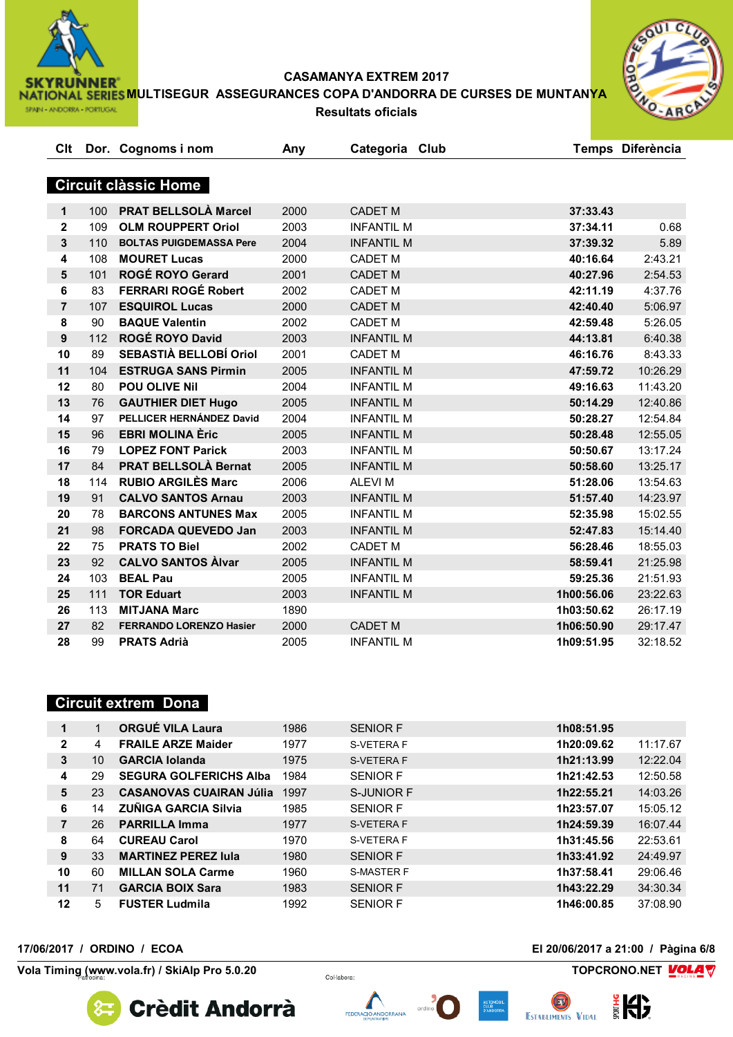# CASAMANYA EXTREM 2017

## MULTISEGUR ASSEGURANCES COPA D'ANDORRA DE CURSES DE MUNTANYA

### Resultats oficials

## Circuit clàssic Home

| Clt | Dor. | Cognoms i nom | Any | Categoria | Club | Temps | Diferència |
|---|---|---|---|---|---|---|---|
| 1 | 100 | PRAT BELLSOLÀ Marcel | 2000 | CADET M | | 37:33.43 | |
| 2 | 109 | OLM ROUPPERT Oriol | 2003 | INFANTIL M | | 37:34.11 | 0.68 |
| 3 | 110 | BOLTAS PUIGDEMASSA Pere | 2004 | INFANTIL M | | 37:39.32 | 5.89 |
| 4 | 108 | MOURET Lucas | 2000 | CADET M | | 40:16.64 | 2:43.21 |
| 5 | 101 | ROGÉ ROYO Gerard | 2001 | CADET M | | 40:27.96 | 2:54.53 |
| 6 | 83 | FERRARI ROGÉ Robert | 2002 | CADET M | | 42:11.19 | 4:37.76 |
| 7 | 107 | ESQUIROL Lucas | 2000 | CADET M | | 42:40.40 | 5:06.97 |
| 8 | 90 | BAQUE Valentin | 2002 | CADET M | | 42:59.48 | 5:26.05 |
| 9 | 112 | ROGÉ ROYO David | 2003 | INFANTIL M | | 44:13.81 | 6:40.38 |
| 10 | 89 | SEBASTIÀ BELLOBÍ Oriol | 2001 | CADET M | | 46:16.76 | 8:43.33 |
| 11 | 104 | ESTRUGA SANS Pirmin | 2005 | INFANTIL M | | 47:59.72 | 10:26.29 |
| 12 | 80 | POU OLIVE Nil | 2004 | INFANTIL M | | 49:16.63 | 11:43.20 |
| 13 | 76 | GAUTHIER DIET Hugo | 2005 | INFANTIL M | | 50:14.29 | 12:40.86 |
| 14 | 97 | PELLICER HERNÁNDEZ David | 2004 | INFANTIL M | | 50:28.27 | 12:54.84 |
| 15 | 96 | EBRI MOLINA Èric | 2005 | INFANTIL M | | 50:28.48 | 12:55.05 |
| 16 | 79 | LOPEZ FONT Parick | 2003 | INFANTIL M | | 50:50.67 | 13:17.24 |
| 17 | 84 | PRAT BELLSOLÀ Bernat | 2005 | INFANTIL M | | 50:58.60 | 13:25.17 |
| 18 | 114 | RUBIO ARGILÈS Marc | 2006 | ALEVI M | | 51:28.06 | 13:54.63 |
| 19 | 91 | CALVO SANTOS Arnau | 2003 | INFANTIL M | | 51:57.40 | 14:23.97 |
| 20 | 78 | BARCONS ANTUNES Max | 2005 | INFANTIL M | | 52:35.98 | 15:02.55 |
| 21 | 98 | FORCADA QUEVEDO Jan | 2003 | INFANTIL M | | 52:47.83 | 15:14.40 |
| 22 | 75 | PRATS TO Biel | 2002 | CADET M | | 56:28.46 | 18:55.03 |
| 23 | 92 | CALVO SANTOS Àlvar | 2005 | INFANTIL M | | 58:59.41 | 21:25.98 |
| 24 | 103 | BEAL Pau | 2005 | INFANTIL M | | 59:25.36 | 21:51.93 |
| 25 | 111 | TOR Eduart | 2003 | INFANTIL M | | 1h00:56.06 | 23:22.63 |
| 26 | 113 | MITJANA Marc | 1890 | | | 1h03:50.62 | 26:17.19 |
| 27 | 82 | FERRANDO LORENZO Hasier | 2000 | CADET M | | 1h06:50.90 | 29:17.47 |
| 28 | 99 | PRATS Adrià | 2005 | INFANTIL M | | 1h09:51.95 | 32:18.52 |

## Circuit extrem Dona

| Clt | Dor. | Cognoms i nom | Any | Categoria | Club | Temps | Diferència |
|---|---|---|---|---|---|---|---|
| 1 | 1 | ORGUÉ VILA Laura | 1986 | SENIOR F | | 1h08:51.95 | |
| 2 | 4 | FRAILE ARZE Maider | 1977 | S-VETERA F | | 1h20:09.62 | 11:17.67 |
| 3 | 10 | GARCIA Iolanda | 1975 | S-VETERA F | | 1h21:13.99 | 12:22.04 |
| 4 | 29 | SEGURA GOLFERICHS Alba | 1984 | SENIOR F | | 1h21:42.53 | 12:50.58 |
| 5 | 23 | CASANOVAS CUAIRAN Júlia | 1997 | S-JUNIOR F | | 1h22:55.21 | 14:03.26 |
| 6 | 14 | ZUÑIGA GARCIA Silvia | 1985 | SENIOR F | | 1h23:57.07 | 15:05.12 |
| 7 | 26 | PARRILLA Imma | 1977 | S-VETERA F | | 1h24:59.39 | 16:07.44 |
| 8 | 64 | CUREAU Carol | 1970 | S-VETERA F | | 1h31:45.56 | 22:53.61 |
| 9 | 33 | MARTINEZ PEREZ Iula | 1980 | SENIOR F | | 1h33:41.92 | 24:49.97 |
| 10 | 60 | MILLAN SOLA Carme | 1960 | S-MASTER F | | 1h37:58.41 | 29:06.46 |
| 11 | 71 | GARCIA BOIX Sara | 1983 | SENIOR F | | 1h43:22.29 | 34:30.34 |
| 12 | 5 | FUSTER Ludmila | 1992 | SENIOR F | | 1h46:00.85 | 37:08.90 |

17/06/2017 / ORDINO / ECOA — El 20/06/2017 a 21:00

Vola Timing (www.vola.fr) / SkiAlp Pro 5.0.20 — TOPCRONO.NET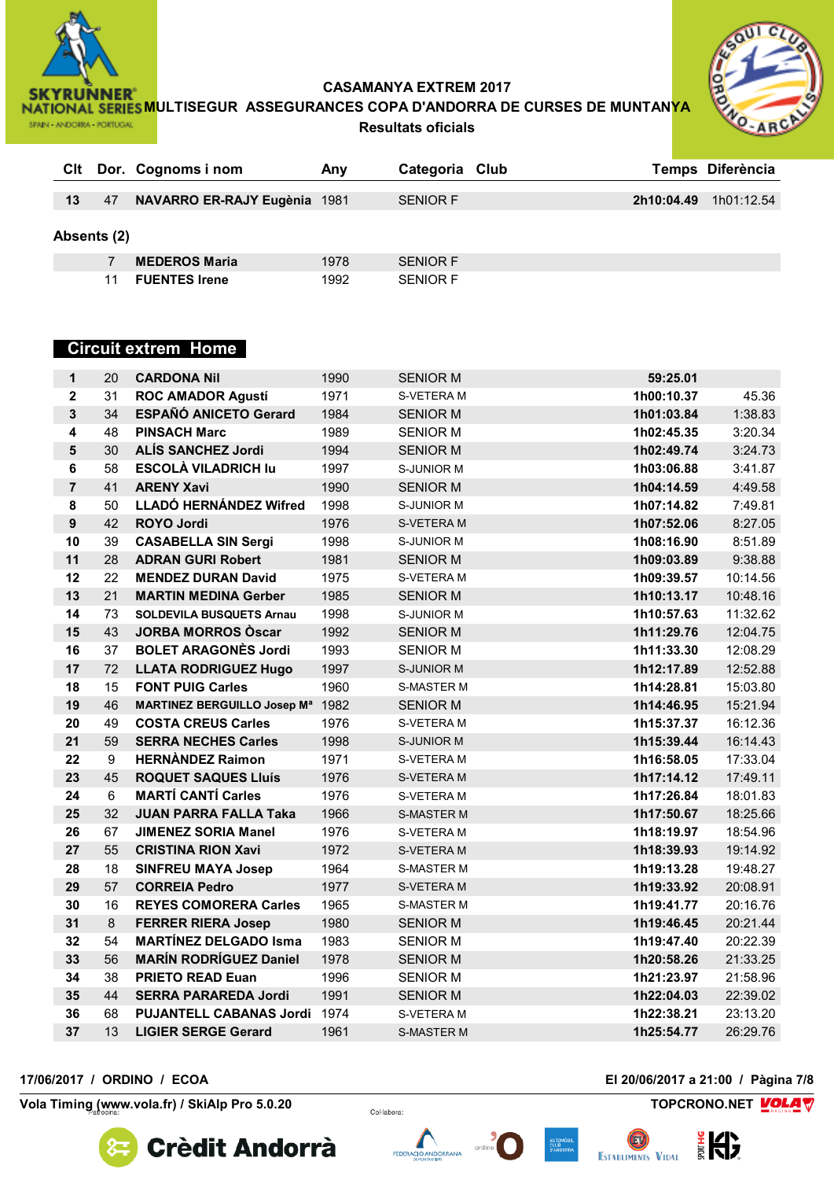**CASAMANYA EXTREM 2017**

**MULTISEGUR ASSEGURANCES COPA D'ANDORRA DE CURSES DE MUNTANYA**

**Resultats oficials**

| Clt | Dor. | Cognoms i nom | Any | Categoria | Club | Temps | Diferència |
|---|---|---|---|---|---|---|---|
| 13 | 47 | NAVARRO ER-RAJY Eugènia | 1981 | SENIOR F | | 2h10:04.49 | 1h01:12.54 |

**Absents (2)**

| Clt | Dor. | Cognoms i nom | Any | Categoria | Club |
|---|---|---|---|---|---|
| | 7 | MEDEROS Maria | 1978 | SENIOR F | |
| | 11 | FUENTES Irene | 1992 | SENIOR F | |

## Circuit extrem Home

| Clt | Dor. | Cognoms i nom | Any | Categoria | Club | Temps | Diferència |
|---|---|---|---|---|---|---|---|
| 1 | 20 | CARDONA Nil | 1990 | SENIOR M | | 59:25.01 | |
| 2 | 31 | ROC AMADOR Agustí | 1971 | S-VETERA M | | 1h00:10.37 | 45.36 |
| 3 | 34 | ESPAÑÓ ANICETO Gerard | 1984 | SENIOR M | | 1h01:03.84 | 1:38.83 |
| 4 | 48 | PINSACH Marc | 1989 | SENIOR M | | 1h02:45.35 | 3:20.34 |
| 5 | 30 | ALÍS SANCHEZ Jordi | 1994 | SENIOR M | | 1h02:49.74 | 3:24.73 |
| 6 | 58 | ESCOLÀ VILADRICH Iu | 1997 | S-JUNIOR M | | 1h03:06.88 | 3:41.87 |
| 7 | 41 | ARENY Xavi | 1990 | SENIOR M | | 1h04:14.59 | 4:49.58 |
| 8 | 50 | LLADÓ HERNÁNDEZ Wifred | 1998 | S-JUNIOR M | | 1h07:14.82 | 7:49.81 |
| 9 | 42 | ROYO Jordi | 1976 | S-VETERA M | | 1h07:52.06 | 8:27.05 |
| 10 | 39 | CASABELLA SIN Sergi | 1998 | S-JUNIOR M | | 1h08:16.90 | 8:51.89 |
| 11 | 28 | ADRAN GURI Robert | 1981 | SENIOR M | | 1h09:03.89 | 9:38.88 |
| 12 | 22 | MENDEZ DURAN David | 1975 | S-VETERA M | | 1h09:39.57 | 10:14.56 |
| 13 | 21 | MARTIN MEDINA Gerber | 1985 | SENIOR M | | 1h10:13.17 | 10:48.16 |
| 14 | 73 | SOLDEVILA BUSQUETS Arnau | 1998 | S-JUNIOR M | | 1h10:57.63 | 11:32.62 |
| 15 | 43 | JORBA MORROS Òscar | 1992 | SENIOR M | | 1h11:29.76 | 12:04.75 |
| 16 | 37 | BOLET ARAGONÈS Jordi | 1993 | SENIOR M | | 1h11:33.30 | 12:08.29 |
| 17 | 72 | LLATA RODRIGUEZ Hugo | 1997 | S-JUNIOR M | | 1h12:17.89 | 12:52.88 |
| 18 | 15 | FONT PUIG Carles | 1960 | S-MASTER M | | 1h14:28.81 | 15:03.80 |
| 19 | 46 | MARTINEZ BERGUILLO Josep Mª | 1982 | SENIOR M | | 1h14:46.95 | 15:21.94 |
| 20 | 49 | COSTA CREUS Carles | 1976 | S-VETERA M | | 1h15:37.37 | 16:12.36 |
| 21 | 59 | SERRA NECHES Carles | 1998 | S-JUNIOR M | | 1h15:39.44 | 16:14.43 |
| 22 | 9 | HERNÀNDEZ Raimon | 1971 | S-VETERA M | | 1h16:58.05 | 17:33.04 |
| 23 | 45 | ROQUET SAQUES Lluís | 1976 | S-VETERA M | | 1h17:14.12 | 17:49.11 |
| 24 | 6 | MARTÍ CANTÍ Carles | 1976 | S-VETERA M | | 1h17:26.84 | 18:01.83 |
| 25 | 32 | JUAN PARRA FALLA Taka | 1966 | S-MASTER M | | 1h17:50.67 | 18:25.66 |
| 26 | 67 | JIMENEZ SORIA Manel | 1976 | S-VETERA M | | 1h18:19.97 | 18:54.96 |
| 27 | 55 | CRISTINA RION Xavi | 1972 | S-VETERA M | | 1h18:39.93 | 19:14.92 |
| 28 | 18 | SINFREU MAYA Josep | 1964 | S-MASTER M | | 1h19:13.28 | 19:48.27 |
| 29 | 57 | CORREIA Pedro | 1977 | S-VETERA M | | 1h19:33.92 | 20:08.91 |
| 30 | 16 | REYES COMORERA Carles | 1965 | S-MASTER M | | 1h19:41.77 | 20:16.76 |
| 31 | 8 | FERRER RIERA Josep | 1980 | SENIOR M | | 1h19:46.45 | 20:21.44 |
| 32 | 54 | MARTÍNEZ DELGADO Isma | 1983 | SENIOR M | | 1h19:47.40 | 20:22.39 |
| 33 | 56 | MARÍN RODRÍGUEZ Daniel | 1978 | SENIOR M | | 1h20:58.26 | 21:33.25 |
| 34 | 38 | PRIETO READ Euan | 1996 | SENIOR M | | 1h21:23.97 | 21:58.96 |
| 35 | 44 | SERRA PAREDA Jordi | 1991 | SENIOR M | | 1h22:04.03 | 22:39.02 |
| 36 | 68 | PUJANTELL CABANAS Jordi | 1974 | S-VETERA M | | 1h22:38.21 | 23:13.20 |
| 37 | 13 | LIGIER SERGE Gerard | 1961 | S-MASTER M | | 1h25:54.77 | 26:29.76 |

17/06/2017 / ORDINO / ECOA

El 20/06/2017 a 21:00 / Pàgina 7/8

Vola Timing (www.vola.fr) / SkiAlp Pro 5.0.20

TOPCRONO.NET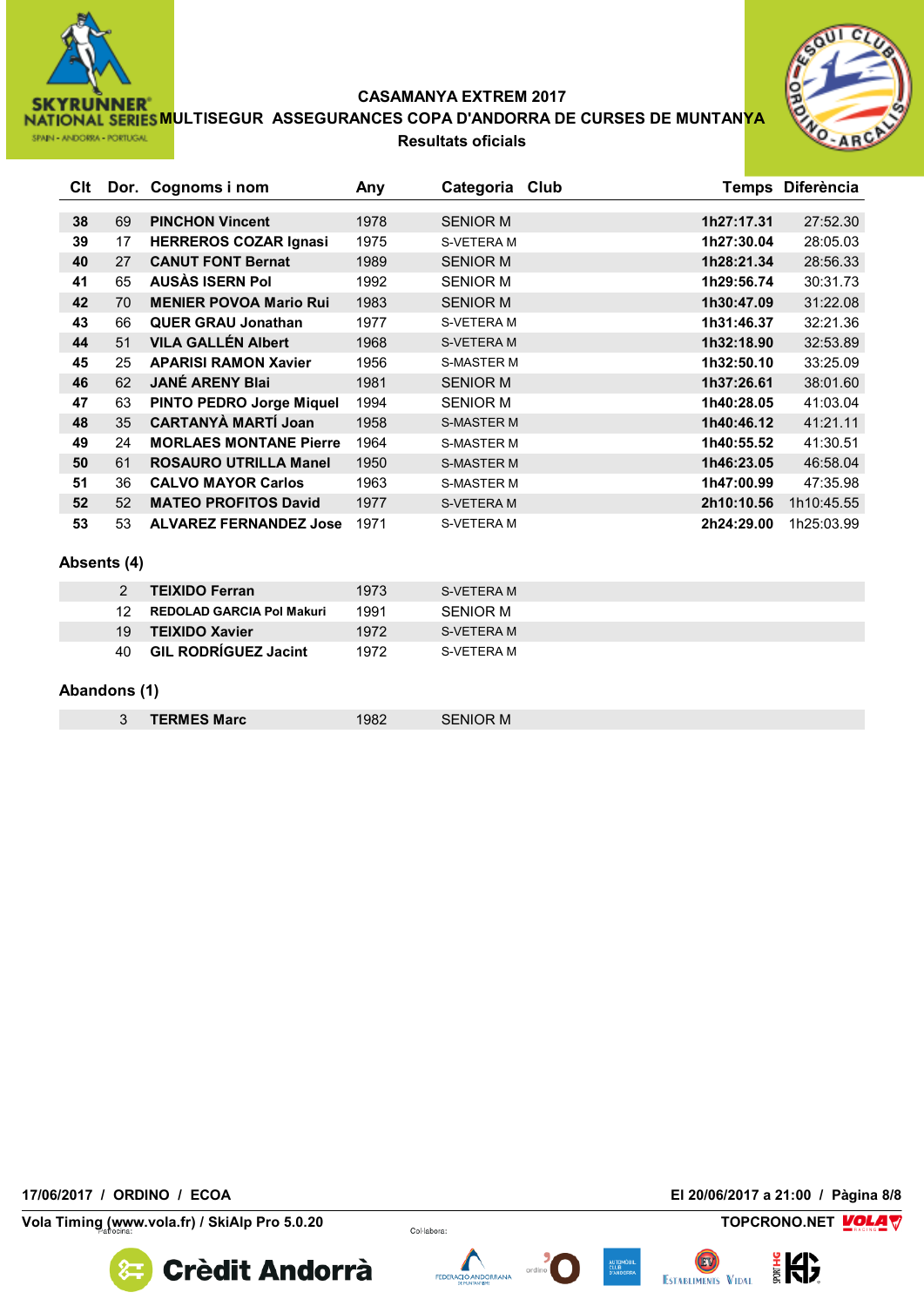# CASAMANYA EXTREM 2017

## MULTISEGUR ASSEGURANCES COPA D'ANDORRA DE CURSES DE MUNTANYA

### Resultats oficials

| Clt | Dor. | Cognoms i nom | Any | Categoria | Club | Temps | Diferència |
|---|---|---|---|---|---|---|---|
| 38 | 69 | PINCHON Vincent | 1978 | SENIOR M | | 1h27:17.31 | 27:52.30 |
| 39 | 17 | HERREROS COZAR Ignasi | 1975 | S-VETERA M | | 1h27:30.04 | 28:05.03 |
| 40 | 27 | CANUT FONT Bernat | 1989 | SENIOR M | | 1h28:21.34 | 28:56.33 |
| 41 | 65 | AUSÀS ISERN Pol | 1992 | SENIOR M | | 1h29:56.74 | 30:31.73 |
| 42 | 70 | MENIER POVOA Mario Rui | 1983 | SENIOR M | | 1h30:47.09 | 31:22.08 |
| 43 | 66 | QUER GRAU Jonathan | 1977 | S-VETERA M | | 1h31:46.37 | 32:21.36 |
| 44 | 51 | VILA GALLÉN Albert | 1968 | S-VETERA M | | 1h32:18.90 | 32:53.89 |
| 45 | 25 | APARISI RAMON Xavier | 1956 | S-MASTER M | | 1h32:50.10 | 33:25.09 |
| 46 | 62 | JANÉ ARENY Blai | 1981 | SENIOR M | | 1h37:26.61 | 38:01.60 |
| 47 | 63 | PINTO PEDRO Jorge Miquel | 1994 | SENIOR M | | 1h40:28.05 | 41:03.04 |
| 48 | 35 | CARTANYÀ MARTÍ Joan | 1958 | S-MASTER M | | 1h40:46.12 | 41:21.11 |
| 49 | 24 | MORLAES MONTANE Pierre | 1964 | S-MASTER M | | 1h40:55.52 | 41:30.51 |
| 50 | 61 | ROSAURO UTRILLA Manel | 1950 | S-MASTER M | | 1h46:23.05 | 46:58.04 |
| 51 | 36 | CALVO MAYOR Carlos | 1963 | S-MASTER M | | 1h47:00.99 | 47:35.98 |
| 52 | 52 | MATEO PROFITOS David | 1977 | S-VETERA M | | 2h10:10.56 | 1h10:45.55 |
| 53 | 53 | ALVAREZ FERNANDEZ Jose | 1971 | S-VETERA M | | 2h24:29.00 | 1h25:03.99 |

**Absents (4)**

| Dor. | Cognoms i nom | Any | Categoria |
|---|---|---|---|
| 2 | TEIXIDO Ferran | 1973 | S-VETERA M |
| 12 | REDOLAD GARCIA Pol Makuri | 1991 | SENIOR M |
| 19 | TEIXIDO Xavier | 1972 | S-VETERA M |
| 40 | GIL RODRÍGUEZ Jacint | 1972 | S-VETERA M |

**Abandons (1)**

| Dor. | Cognoms i nom | Any | Categoria |
|---|---|---|---|
| 3 | TERMES Marc | 1982 | SENIOR M |

17/06/2017 / ORDINO / ECOA

El 20/06/2017 a 21:00

Vola Timing (www.vola.fr) / SkiAlp Pro 5.0.20

TOPCRONO.NET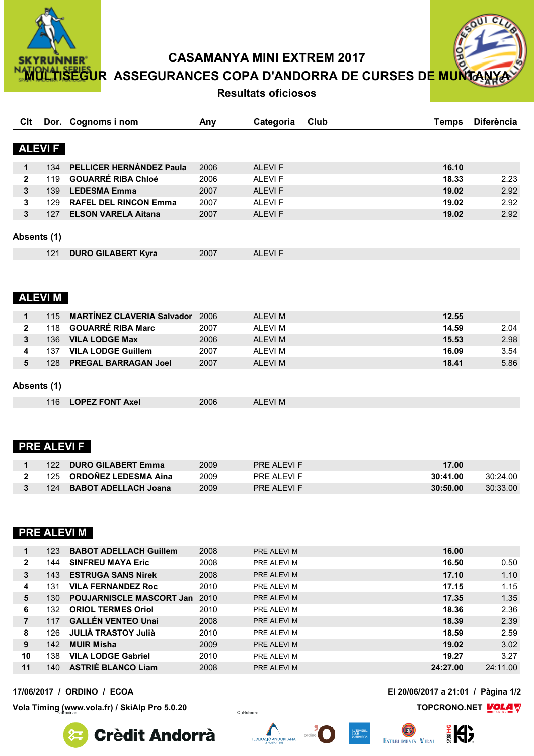# CASAMANYA MINI EXTREM 2017

## MULTISEGUR ASSEGURANCES COPA D'ANDORRA DE CURSES DE MUNTANYA

### Resultats oficiosos

| Clt | Dor. | Cognoms i nom | Any | Categoria | Club | Temps | Diferència |
|---|---|---|---|---|---|---|---|

## ALEVI F

| Clt | Dor. | Cognoms i nom | Any | Categoria | Club | Temps | Diferència |
|---|---|---|---|---|---|---|---|
| 1 | 134 | **PELLICER HERNÁNDEZ Paula** | 2006 | ALEVI F | | **16.10** | |
| 2 | 119 | **GOUARRÉ RIBA Chloé** | 2006 | ALEVI F | | **18.33** | 2.23 |
| 3 | 139 | **LEDESMA Emma** | 2007 | ALEVI F | | **19.02** | 2.92 |
| 3 | 129 | **RAFEL DEL RINCON Emma** | 2007 | ALEVI F | | **19.02** | 2.92 |
| 3 | 127 | **ELSON VARELA Aitana** | 2007 | ALEVI F | | **19.02** | 2.92 |

**Absents (1)**

| Clt | Dor. | Cognoms i nom | Any | Categoria | Club | Temps | Diferència |
|---|---|---|---|---|---|---|---|
| | 121 | **DURO GILABERT Kyra** | 2007 | ALEVI F | | | |

## ALEVI M

| Clt | Dor. | Cognoms i nom | Any | Categoria | Club | Temps | Diferència |
|---|---|---|---|---|---|---|---|
| 1 | 115 | **MARTÍNEZ CLAVERIA Salvador** | 2006 | ALEVI M | | **12.55** | |
| 2 | 118 | **GOUARRÉ RIBA Marc** | 2007 | ALEVI M | | **14.59** | 2.04 |
| 3 | 136 | **VILA LODGE Max** | 2006 | ALEVI M | | **15.53** | 2.98 |
| 4 | 137 | **VILA LODGE Guillem** | 2007 | ALEVI M | | **16.09** | 3.54 |
| 5 | 128 | **PREGAL BARRAGAN Joel** | 2007 | ALEVI M | | **18.41** | 5.86 |

**Absents (1)**

| Clt | Dor. | Cognoms i nom | Any | Categoria | Club | Temps | Diferència |
|---|---|---|---|---|---|---|---|
| | 116 | **LOPEZ FONT Axel** | 2006 | ALEVI M | | | |

## PRE ALEVI F

| Clt | Dor. | Cognoms i nom | Any | Categoria | Club | Temps | Diferència |
|---|---|---|---|---|---|---|---|
| 1 | 122 | **DURO GILABERT Emma** | 2009 | PRE ALEVI F | | **17.00** | |
| 2 | 125 | **ORDOÑEZ LEDESMA Aina** | 2009 | PRE ALEVI F | | **30:41.00** | 30:24.00 |
| 3 | 124 | **BABOT ADELLACH Joana** | 2009 | PRE ALEVI F | | **30:50.00** | 30:33.00 |

## PRE ALEVI M

| Clt | Dor. | Cognoms i nom | Any | Categoria | Club | Temps | Diferència |
|---|---|---|---|---|---|---|---|
| 1 | 123 | **BABOT ADELLACH Guillem** | 2008 | PRE ALEVI M | | **16.00** | |
| 2 | 144 | **SINFREU MAYA Eric** | 2008 | PRE ALEVI M | | **16.50** | 0.50 |
| 3 | 143 | **ESTRUGA SANS Nirek** | 2008 | PRE ALEVI M | | **17.10** | 1.10 |
| 4 | 131 | **VILA FERNANDEZ Roc** | 2010 | PRE ALEVI M | | **17.15** | 1.15 |
| 5 | 130 | **POUJARNISCLE MASCORT Jan** | 2010 | PRE ALEVI M | | **17.35** | 1.35 |
| 6 | 132 | **ORIOL TERMES Oriol** | 2010 | PRE ALEVI M | | **18.36** | 2.36 |
| 7 | 117 | **GALLÉN VENTEO Unai** | 2008 | PRE ALEVI M | | **18.39** | 2.39 |
| 8 | 126 | **JULIÀ TRASTOY Julià** | 2010 | PRE ALEVI M | | **18.59** | 2.59 |
| 9 | 142 | **MUIR Misha** | 2009 | PRE ALEVI M | | **19.02** | 3.02 |
| 10 | 138 | **VILA LODGE Gabriel** | 2010 | PRE ALEVI M | | **19.27** | 3.27 |
| 11 | 140 | **ASTRIÉ BLANCO Liam** | 2008 | PRE ALEVI M | | **24:27.00** | 24:11.00 |

**17/06/2017 / ORDINO / ECOA** — **El 20/06/2017 a 21:01**

**Vola Timing (www.vola.fr) / SkiAlp Pro 5.0.20** — **TOPCRONO.NET**

Patrocina: Crèdit Andorrà — Col·labora: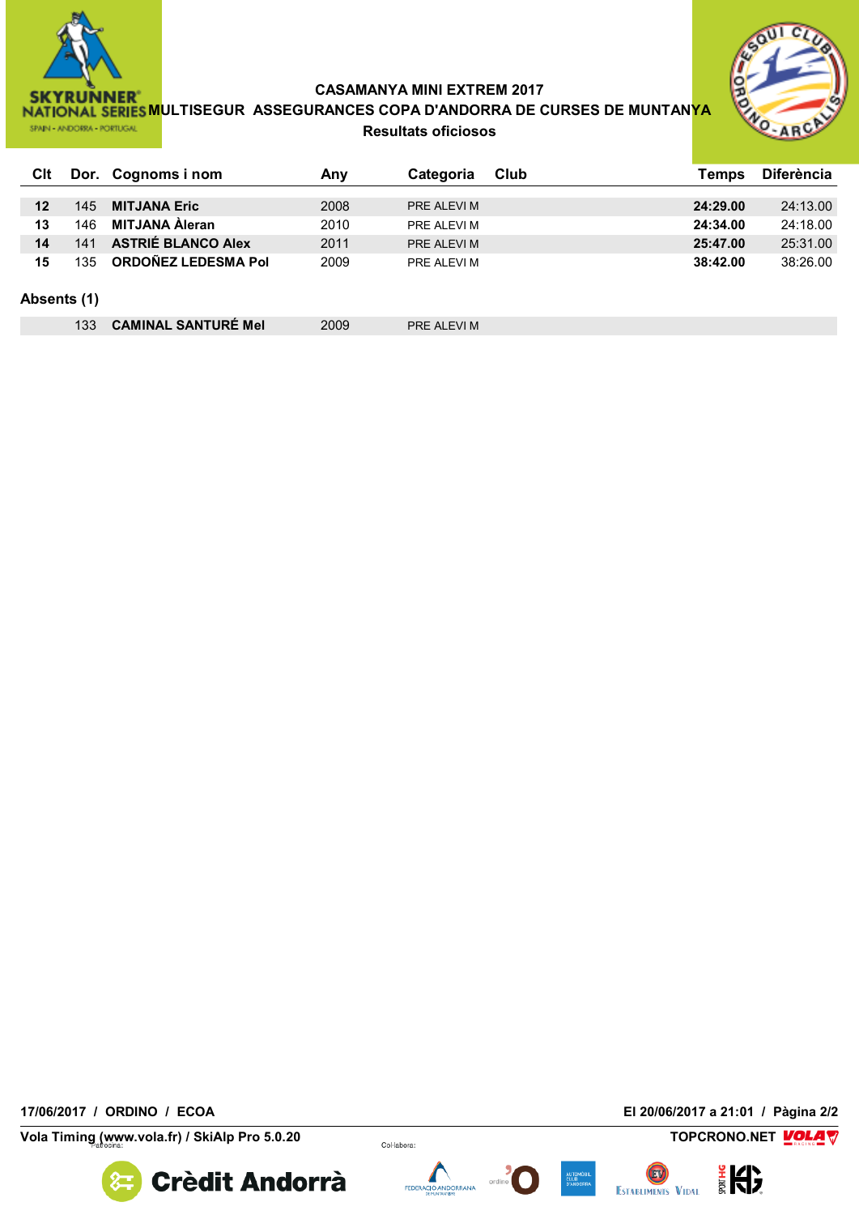**CASAMANYA MINI EXTREM 2017**

**MULTISEGUR ASSEGURANCES COPA D'ANDORRA DE CURSES DE MUNTANYA**

**Resultats oficiosos**

| Clt | Dor. | Cognoms i nom | Any | Categoria | Club | Temps | Diferència |
|---|---|---|---|---|---|---|---|
| **12** | 145 | **MITJANA Eric** | 2008 | PRE ALEVI M | | **24:29.00** | 24:13.00 |
| **13** | 146 | **MITJANA Àleran** | 2010 | PRE ALEVI M | | **24:34.00** | 24:18.00 |
| **14** | 141 | **ASTRIÉ BLANCO Alex** | 2011 | PRE ALEVI M | | **25:47.00** | 25:31.00 |
| **15** | 135 | **ORDOÑEZ LEDESMA Pol** | 2009 | PRE ALEVI M | | **38:42.00** | 38:26.00 |

**Absents (1)**

| | Dor. | Cognoms i nom | Any | Categoria |
|---|---|---|---|---|
| | 133 | **CAMINAL SANTURÉ Mel** | 2009 | PRE ALEVI M |

**17/06/2017 / ORDINO / ECOA**

**El 20/06/2017 a 21:01**

**Vola Timing (www.vola.fr) / SkiAlp Pro 5.0.20**

**TOPCRONO.NET**